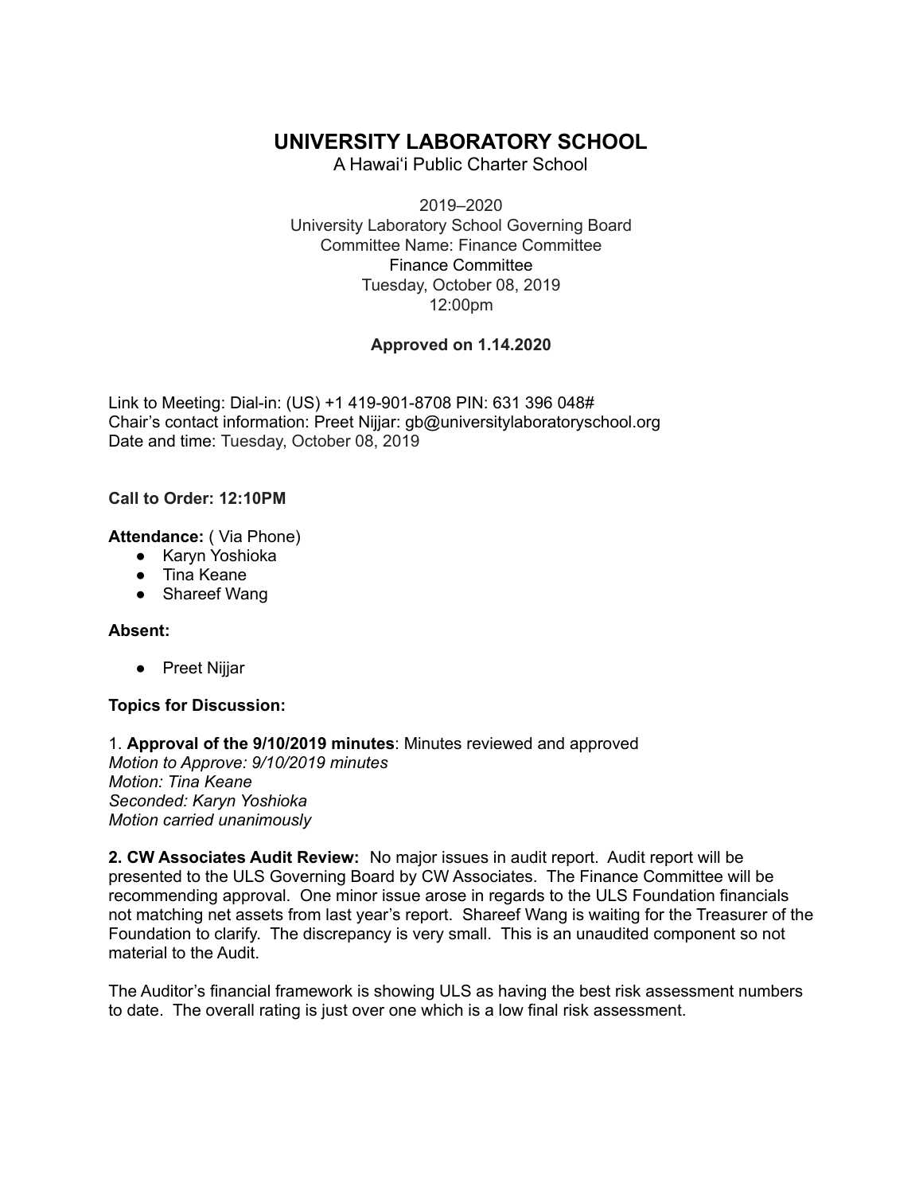# UNIVERSITY LABORATORY SCHOOL

A Hawai'i Public Charter School

2019–2020
University Laboratory School Governing Board
Committee Name: Finance Committee
Finance Committee
Tuesday, October 08, 2019
12:00pm

**Approved on 1.14.2020**

Link to Meeting: Dial-in: (US) +1 419-901-8708 PIN: 631 396 048#
Chair's contact information: Preet Nijjar: gb@universitylaboratoryschool.org
Date and time: Tuesday, October 08, 2019

**Call to Order: 12:10PM**

**Attendance:** ( Via Phone)

- Karyn Yoshioka
- Tina Keane
- Shareef Wang

**Absent:**

- Preet Nijjar

**Topics for Discussion:**

1. **Approval of the 9/10/2019 minutes**: Minutes reviewed and approved
*Motion to Approve: 9/10/2019 minutes*
*Motion: Tina Keane*
*Seconded: Karyn Yoshioka*
*Motion carried unanimously*

**2. CW Associates Audit Review:** No major issues in audit report. Audit report will be presented to the ULS Governing Board by CW Associates. The Finance Committee will be recommending approval. One minor issue arose in regards to the ULS Foundation financials not matching net assets from last year's report. Shareef Wang is waiting for the Treasurer of the Foundation to clarify. The discrepancy is very small. This is an unaudited component so not material to the Audit.

The Auditor's financial framework is showing ULS as having the best risk assessment numbers to date. The overall rating is just over one which is a low final risk assessment.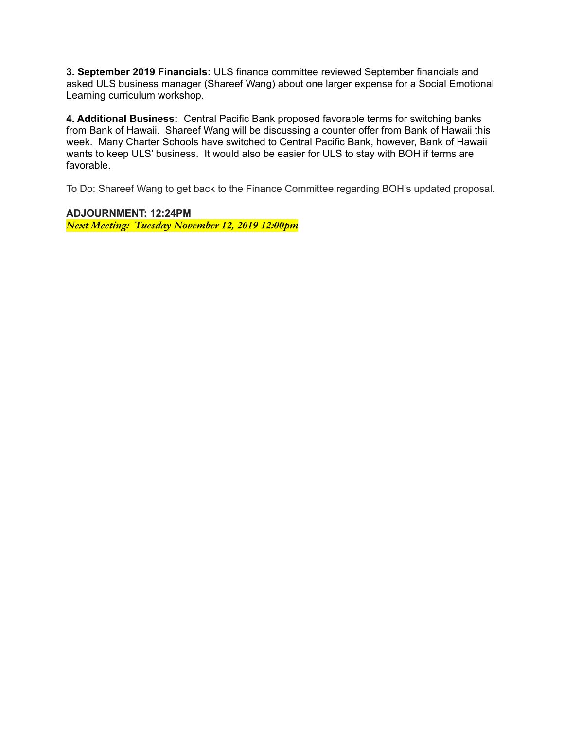**3. September 2019 Financials:** ULS finance committee reviewed September financials and asked ULS business manager (Shareef Wang) about one larger expense for a Social Emotional Learning curriculum workshop.

**4. Additional Business:** Central Pacific Bank proposed favorable terms for switching banks from Bank of Hawaii. Shareef Wang will be discussing a counter offer from Bank of Hawaii this week. Many Charter Schools have switched to Central Pacific Bank, however, Bank of Hawaii wants to keep ULS' business. It would also be easier for ULS to stay with BOH if terms are favorable.

To Do: Shareef Wang to get back to the Finance Committee regarding BOH's updated proposal.

**ADJOURNMENT: 12:24PM**

***Next Meeting: Tuesday November 12, 2019 12:00pm***